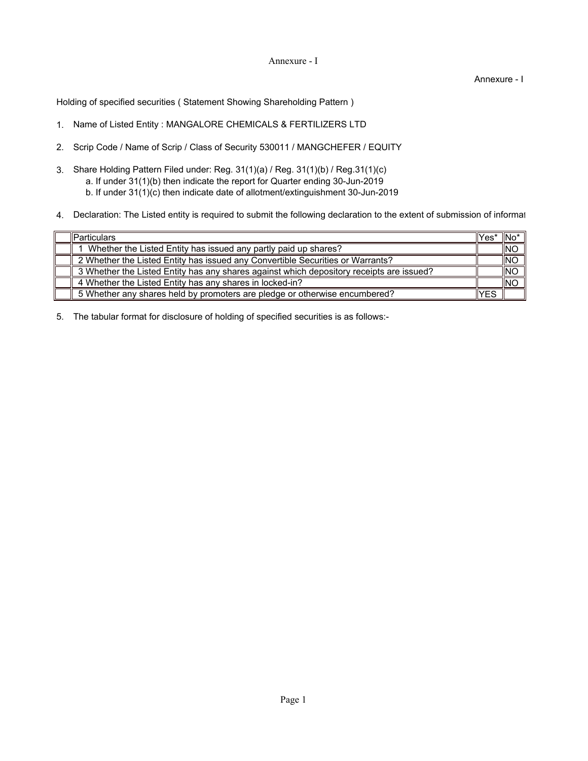Annexure - I

Annexure - I

Holding of specified securities ( Statement Showing Shareholding Pattern )

1. Name of Listed Entity : MANGALORE CHEMICALS & FERTILIZERS LTD

2. Scrip Code / Name of Scrip / Class of Security 530011 / MANGCHEFER / EQUITY

3. Share Holding Pattern Filed under: Reg. 31(1)(a) / Reg. 31(1)(b) / Reg.31(1)(c)
   a. If under 31(1)(b) then indicate the report for Quarter ending 30-Jun-2019
   b. If under 31(1)(c) then indicate date of allotment/extinguishment 30-Jun-2019

4. Declaration: The Listed entity is required to submit the following declaration to the extent of submission of informat

| | Particulars | Yes* | No* |
|---|---|---|---|
| | 1 Whether the Listed Entity has issued any partly paid up shares? | | NO |
| | 2 Whether the Listed Entity has issued any Convertible Securities or Warrants? | | NO |
| | 3 Whether the Listed Entity has any shares against which depository receipts are issued? | | NO |
| | 4 Whether the Listed Entity has any shares in locked-in? | | NO |
| | 5 Whether any shares held by promoters are pledge or otherwise encumbered? | YES | |

5. The tabular format for disclosure of holding of specified securities is as follows:-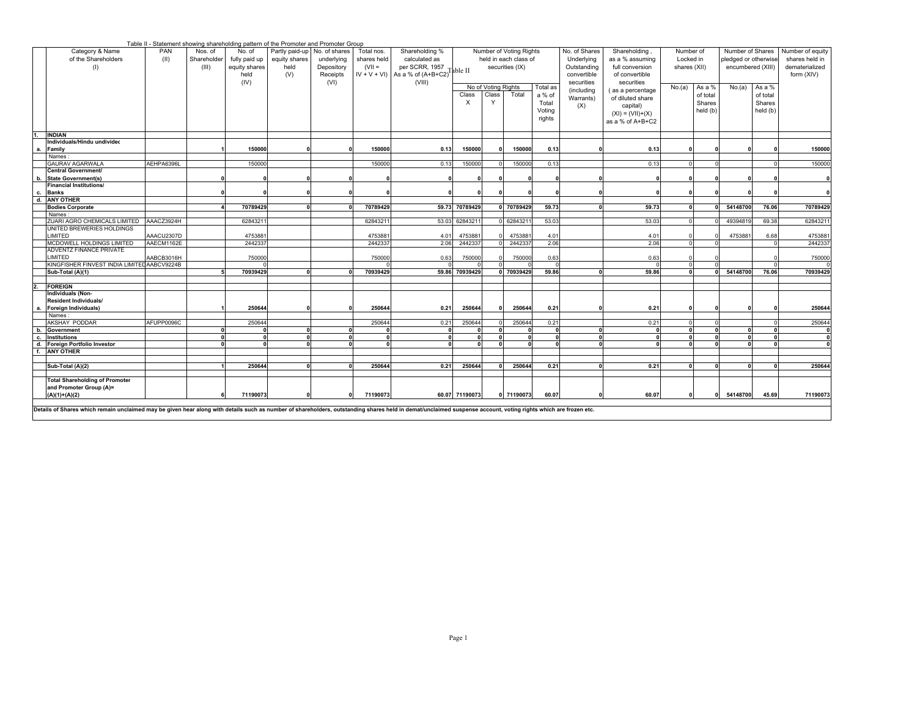Table II - Statement showing shareholding pattern of the Promoter and Promoter Group

| | Category & Name of the Shareholders (I) | PAN (II) | Nos. of Shareholder (III) | No. of fully paid up equity shares held (IV) | Partly paid-up equity shares held (V) | No. of shares underlying Depository Receipts (VI) | Total nos. shares held (VII = IV + V + VI) | Shareholding % calculated as per SCRR, 1957 As a % of (A+B+C2) (VIII) | Number of Voting Rights held in each class of securities (IX) | | | | No. of Shares Underlying Outstanding convertible securities (including Warrants) (X) | Shareholding , as a % assuming full conversion of convertible securities ( as a percentage of diluted share capital) (XI) = (VII)+(X) as a % of A+B+C2 | Number of Locked in shares (XII) | | Number of Shares pledged or otherwise encumbered (XIII) | | Number of equity shares held in dematerialized form (XIV) |
|---|---|---|---|---|---|---|---|---|---|---|---|---|---|---|---|---|---|---|---|
| | | | | | | | | | No of Voting Rights | | | Total as a % of Total Voting rights | | | No.(a) | As a % of total Shares held (b) | No.(a) | As a % of total Shares held (b) | |
| | | | | | | | | | Class X | Class Y | Total | | | | | | | | |
| 1. | **INDIAN** | | | | | | | | | | | | | | | | | | |
| a. | **Individuals/Hindu undivided Family** | | **1** | **150000** | **0** | **0** | **150000** | **0.13** | **150000** | **0** | **150000** | **0.13** | **0** | **0.13** | **0** | **0** | **0** | **0** | **150000** |
| | Names : | | | | | | | | | | | | | | | | | | |
| | GAURAV AGARWALA | AEHPA6396L | | 150000 | | | 150000 | 0.13 | 150000 | 0 | 150000 | 0.13 | | 0.13 | 0 | 0 | | 0 | 150000 |
| b. | **Central Government/ State Government(s)** | | **0** | **0** | **0** | **0** | **0** | **0** | **0** | **0** | **0** | **0** | **0** | **0** | **0** | **0** | **0** | **0** | **0** |
| c. | **Financial Institutions/ Banks** | | **0** | **0** | **0** | **0** | **0** | **0** | **0** | **0** | **0** | **0** | **0** | **0** | **0** | **0** | **0** | **0** | **0** |
| d. | **ANY OTHER** | | | | | | | | | | | | | | | | | | |
| | **Bodies Corporate** | | **4** | **70789429** | **0** | **0** | **70789429** | **59.73** | **70789429** | **0** | **70789429** | **59.73** | **0** | **59.73** | **0** | **0** | **54148700** | **76.06** | **70789429** |
| | Names : | | | | | | | | | | | | | | | | | | |
| | ZUARI AGRO CHEMICALS LIMITED | AAACZ3924H | | 62843211 | | | 62843211 | 53.03 | 62843211 | 0 | 62843211 | 53.03 | | 53.03 | 0 | 0 | 49394819 | 69.38 | 62843211 |
| | UNITED BREWERIES HOLDINGS LIMITED | AAACU2307D | | 4753881 | | | 4753881 | 4.01 | 4753881 | 0 | 4753881 | 4.01 | | 4.01 | 0 | 0 | 4753881 | 6.68 | 4753881 |
| | MCDOWELL HOLDINGS LIMITED | AAECM1162E | | 2442337 | | | 2442337 | 2.06 | 2442337 | 0 | 2442337 | 2.06 | | 2.06 | 0 | 0 | | 0 | 2442337 |
| | ADVENTZ FINANCE PRIVATE LIMITED | AABCB3016H | | 750000 | | | 750000 | 0.63 | 750000 | 0 | 750000 | 0.63 | | 0.63 | 0 | 0 | | 0 | 750000 |
| | KINGFISHER FINVEST INDIA LIMITED | AABCV9224B | | 0 | | | 0 | 0 | 0 | 0 | 0 | 0 | | 0 | 0 | 0 | | 0 | 0 |
| | **Sub-Total (A)(1)** | | **5** | **70939429** | **0** | **0** | **70939429** | **59.86** | **70939429** | **0** | **70939429** | **59.86** | **0** | **59.86** | **0** | **0** | **54148700** | **76.06** | **70939429** |
| 2. | **FOREIGN** | | | | | | | | | | | | | | | | | | |
| a. | **Individuals (Non-Resident Individuals/ Foreign Individuals)** | | **1** | **250644** | **0** | **0** | **250644** | **0.21** | **250644** | **0** | **250644** | **0.21** | **0** | **0.21** | **0** | **0** | **0** | **0** | **250644** |
| | Names : | | | | | | | | | | | | | | | | | | |
| | AKSHAY PODDAR | AFUPP0096C | | 250644 | | | 250644 | 0.21 | 250644 | 0 | 250644 | 0.21 | | 0.21 | 0 | 0 | | 0 | 250644 |
| b. | **Government** | | **0** | **0** | **0** | **0** | **0** | **0** | **0** | **0** | **0** | **0** | **0** | **0** | **0** | **0** | **0** | **0** | **0** |
| c. | **Institutions** | | **0** | **0** | **0** | **0** | **0** | **0** | **0** | **0** | **0** | **0** | **0** | **0** | **0** | **0** | **0** | **0** | **0** |
| d. | **Foreign Portfolio Investor** | | **0** | **0** | **0** | **0** | **0** | **0** | **0** | **0** | **0** | **0** | **0** | **0** | **0** | **0** | **0** | **0** | **0** |
| f. | **ANY OTHER** | | | | | | | | | | | | | | | | | | |
| | **Sub-Total (A)(2)** | | **1** | **250644** | **0** | **0** | **250644** | **0.21** | **250644** | **0** | **250644** | **0.21** | **0** | **0.21** | **0** | **0** | **0** | **0** | **250644** |
| | **Total Shareholding of Promoter and Promoter Group (A)= (A)(1)+(A)(2)** | | **6** | **71190073** | **0** | **0** | **71190073** | **60.07** | **71190073** | **0** | **71190073** | **60.07** | **0** | **60.07** | **0** | **0** | **54148700** | **45.69** | **71190073** |

**Details of Shares which remain unclaimed may be given hear along with details such as number of shareholders, outstanding shares held in demat/unclaimed suspense account, voting rights which are frozen etc.**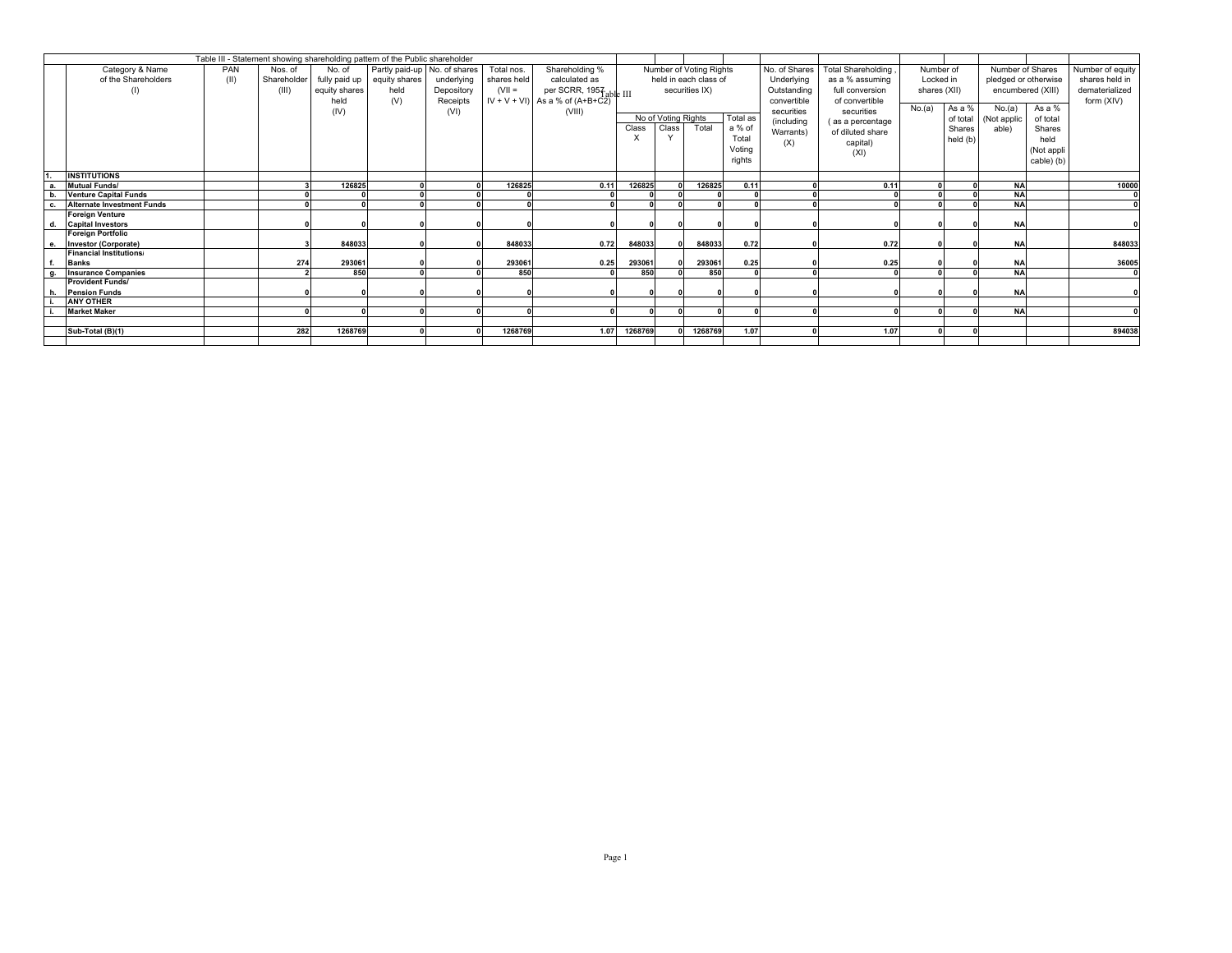Table III - Statement showing shareholding pattern of the Public shareholder

| | Category & Name of the Shareholders (I) | PAN (II) | Nos. of Shareholder (III) | No. of fully paid up equity shares held (IV) | Partly paid-up equity shares held (V) | No. of shares underlying Depository Receipts (VI) | Total nos. shares held (VII = IV + V + VI) | Shareholding % calculated as per SCRR, 1957 As a % of (A+B+C2) (VIII) | Number of Voting Rights held in each class of securities IX) | | | | No. of Shares Underlying Outstanding convertible securities (including Warrants) (X) | Total Shareholding , as a % assuming full conversion of convertible securities ( as a percentage of diluted share capital) (XI) | Number of Locked in shares (XII) | | Number of Shares pledged or otherwise encumbered (XIII) | | Number of equity shares held in dematerialized form (XIV) |
|---|---|---|---|---|---|---|---|---|---|---|---|---|---|---|---|---|---|---|---|
| | | | | | | | | | No of Voting Rights | | | Total as a % of Total Voting rights | | | No.(a) | As a % of total Shares held (b) | No.(a) (Not applicable) | As a % of total Shares held (Not applicable) (b) | |
| | | | | | | | | | Class X | Class Y | Total | | | | | | | | |
| 1. | **INSTITUTIONS** | | | | | | | | | | | | | | | | | | |
| a. | **Mutual Funds/** | | 3 | 126825 | 0 | 0 | 126825 | 0.11 | 126825 | 0 | 126825 | 0.11 | 0 | 0.11 | 0 | 0 | NA | | 10000 |
| b. | **Venture Capital Funds** | | 0 | 0 | 0 | 0 | 0 | 0 | 0 | 0 | 0 | 0 | 0 | 0 | 0 | 0 | NA | | 0 |
| c. | **Alternate Investment Funds** | | 0 | 0 | 0 | 0 | 0 | 0 | 0 | 0 | 0 | 0 | 0 | 0 | 0 | 0 | NA | | 0 |
| d. | **Foreign Venture Capital Investors** | | 0 | 0 | 0 | 0 | 0 | 0 | 0 | 0 | 0 | 0 | 0 | 0 | 0 | 0 | NA | | 0 |
| e. | **Foreign Portfolio Investor (Corporate)** | | 3 | 848033 | 0 | 0 | 848033 | 0.72 | 848033 | 0 | 848033 | 0.72 | 0 | 0.72 | 0 | 0 | NA | | 848033 |
| f. | **Financial Institutions/ Banks** | | 274 | 293061 | 0 | 0 | 293061 | 0.25 | 293061 | 0 | 293061 | 0.25 | 0 | 0.25 | 0 | 0 | NA | | 36005 |
| g. | **Insurance Companies** | | 2 | 850 | 0 | 0 | 850 | 0 | 850 | 0 | 850 | 0 | 0 | 0 | 0 | 0 | NA | | 0 |
| h. | **Provident Funds/ Pension Funds** | | 0 | 0 | 0 | 0 | 0 | 0 | 0 | 0 | 0 | 0 | 0 | 0 | 0 | 0 | NA | | 0 |
| i. | **ANY OTHER** | | | | | | | | | | | | | | | | | | |
| i. | **Market Maker** | | 0 | 0 | 0 | 0 | 0 | 0 | 0 | 0 | 0 | 0 | 0 | 0 | 0 | 0 | NA | | 0 |
| | | | | | | | | | | | | | | | | | | | |
| | **Sub-Total (B)(1)** | | 282 | 1268769 | 0 | 0 | 1268769 | 1.07 | 1268769 | 0 | 1268769 | 1.07 | 0 | 1.07 | 0 | 0 | | | 894038 |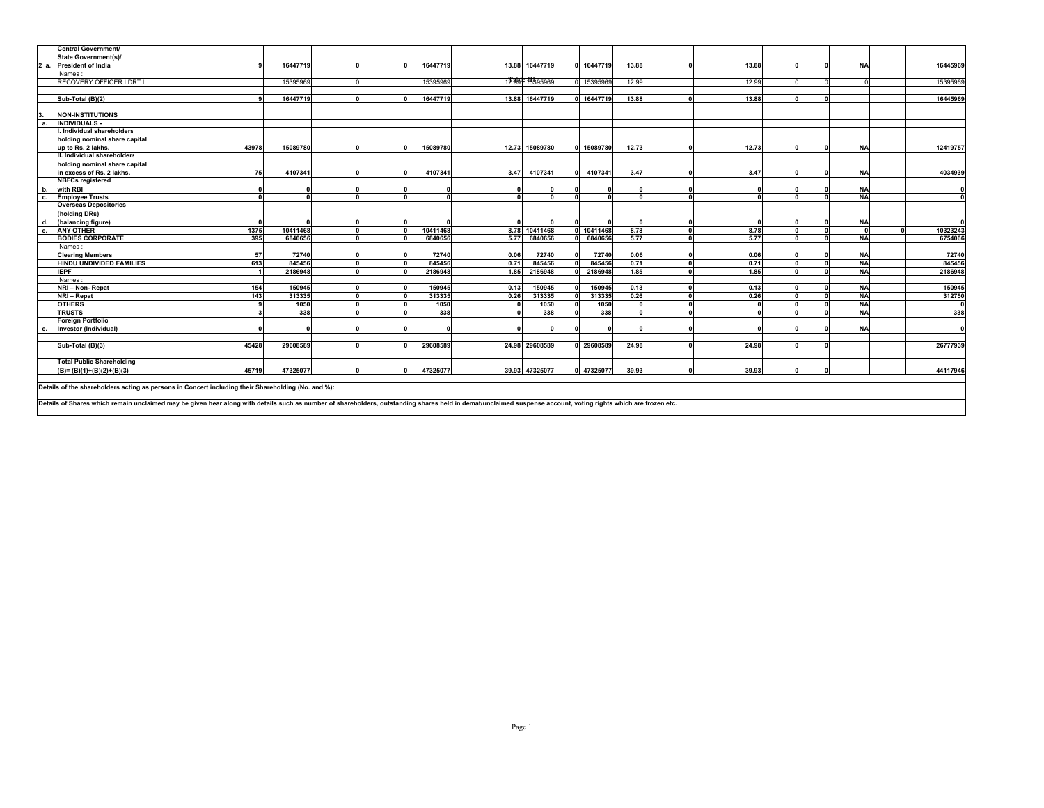| | | | | | | | | | | | | | | | | | | | |
|---|---|---|---|---|---|---|---|---|---|---|---|---|---|---|---|---|---|---|---|
| 2 a. | **Central Government/ State Government(s)/ President of India** | | **9** | **16447719** | **0** | **0** | **16447719** | **13.88** | **16447719** | **0** | **16447719** | **13.88** | **0** | **13.88** | **0** | **0** | **NA** | | **16445969** |
| | Names : | | | | | | | | | | | | | | | | | | |
| | RECOVERY OFFICER I DRT II | | | 15395969 | 0 | | 15395969 | 12.99 | 15395969 | 0 | 15395969 | 12.99 | | 12.99 | 0 | 0 | 0 | | 15395969 |
| | | | | | | | | | | | | | | | | | | | |
| | **Sub-Total (B)(2)** | | **9** | **16447719** | **0** | **0** | **16447719** | **13.88** | **16447719** | **0** | **16447719** | **13.88** | **0** | **13.88** | **0** | **0** | | | **16445969** |
| | | | | | | | | | | | | | | | | | | | |
| 3. | **NON-INSTITUTIONS** | | | | | | | | | | | | | | | | | | |
| a. | **INDIVIDUALS -** | | | | | | | | | | | | | | | | | | |
| | **I. Individual shareholders holding nominal share capital up to Rs. 2 lakhs.** | | **43978** | **15089780** | **0** | **0** | **15089780** | **12.73** | **15089780** | **0** | **15089780** | **12.73** | **0** | **12.73** | **0** | **0** | **NA** | | **12419757** |
| | **II. Individual shareholders holding nominal share capital in excess of Rs. 2 lakhs.** | | **75** | **4107341** | **0** | **0** | **4107341** | **3.47** | **4107341** | **0** | **4107341** | **3.47** | **0** | **3.47** | **0** | **0** | **NA** | | **4034939** |
| b. | **NBFCs registered with RBI** | | **0** | **0** | **0** | **0** | **0** | **0** | **0** | **0** | **0** | **0** | **0** | **0** | **0** | **0** | **NA** | | **0** |
| c. | **Employee Trusts** | | **0** | **0** | **0** | **0** | **0** | **0** | **0** | **0** | **0** | **0** | **0** | **0** | **0** | **0** | **NA** | | **0** |
| d. | **Overseas Depositories (holding DRs) (balancing figure)** | | **0** | **0** | **0** | **0** | **0** | **0** | **0** | **0** | **0** | **0** | **0** | **0** | **0** | **0** | **NA** | | **0** |
| e. | **ANY OTHER** | | **1375** | **10411468** | **0** | **0** | **10411468** | **8.78** | **10411468** | **0** | **10411468** | **8.78** | **0** | **8.78** | **0** | **0** | **0** | **0** | **10323243** |
| | **BODIES CORPORATE** | | **395** | **6840656** | **0** | **0** | **6840656** | **5.77** | **6840656** | **0** | **6840656** | **5.77** | **0** | **5.77** | **0** | **0** | **NA** | | **6754066** |
| | Names : | | | | | | | | | | | | | | | | | | |
| | **Clearing Members** | | **57** | **72740** | **0** | **0** | **72740** | **0.06** | **72740** | **0** | **72740** | **0.06** | **0** | **0.06** | **0** | **0** | **NA** | | **72740** |
| | **HINDU UNDIVIDED FAMILIES** | | **613** | **845456** | **0** | **0** | **845456** | **0.71** | **845456** | **0** | **845456** | **0.71** | **0** | **0.71** | **0** | **0** | **NA** | | **845456** |
| | **IEPF** | | **1** | **2186948** | **0** | **0** | **2186948** | **1.85** | **2186948** | **0** | **2186948** | **1.85** | **0** | **1.85** | **0** | **0** | **NA** | | **2186948** |
| | Names : | | | | | | | | | | | | | | | | | | |
| | **NRI – Non- Repat** | | **154** | **150945** | **0** | **0** | **150945** | **0.13** | **150945** | **0** | **150945** | **0.13** | **0** | **0.13** | **0** | **0** | **NA** | | **150945** |
| | **NRI – Repat** | | **143** | **313335** | **0** | **0** | **313335** | **0.26** | **313335** | **0** | **313335** | **0.26** | **0** | **0.26** | **0** | **0** | **NA** | | **312750** |
| | **OTHERS** | | **9** | **1050** | **0** | **0** | **1050** | **0** | **1050** | **0** | **1050** | **0** | **0** | **0** | **0** | **0** | **NA** | | **0** |
| | **TRUSTS** | | **3** | **338** | **0** | **0** | **338** | **0** | **338** | **0** | **338** | **0** | **0** | **0** | **0** | **0** | **NA** | | **338** |
| e. | **Foreign Portfolio Investor (Individual)** | | **0** | **0** | **0** | **0** | **0** | **0** | **0** | **0** | **0** | **0** | **0** | **0** | **0** | **0** | **NA** | | **0** |
| | | | | | | | | | | | | | | | | | | | |
| | **Sub-Total (B)(3)** | | **45428** | **29608589** | **0** | **0** | **29608589** | **24.98** | **29608589** | **0** | **29608589** | **24.98** | **0** | **24.98** | **0** | **0** | | | **26777939** |
| | | | | | | | | | | | | | | | | | | | |
| | **Total Public Shareholding (B)= (B)(1)+(B)(2)+(B)(3)** | | **45719** | **47325077** | **0** | **0** | **47325077** | **39.93** | **47325077** | **0** | **47325077** | **39.93** | **0** | **39.93** | **0** | **0** | | | **44117946** |

**Details of the shareholders acting as persons in Concert including their Shareholding (No. and %):**

**Details of Shares which remain unclaimed may be given hear along with details such as number of shareholders, outstanding shares held in demat/unclaimed suspense account, voting rights which are frozen etc.**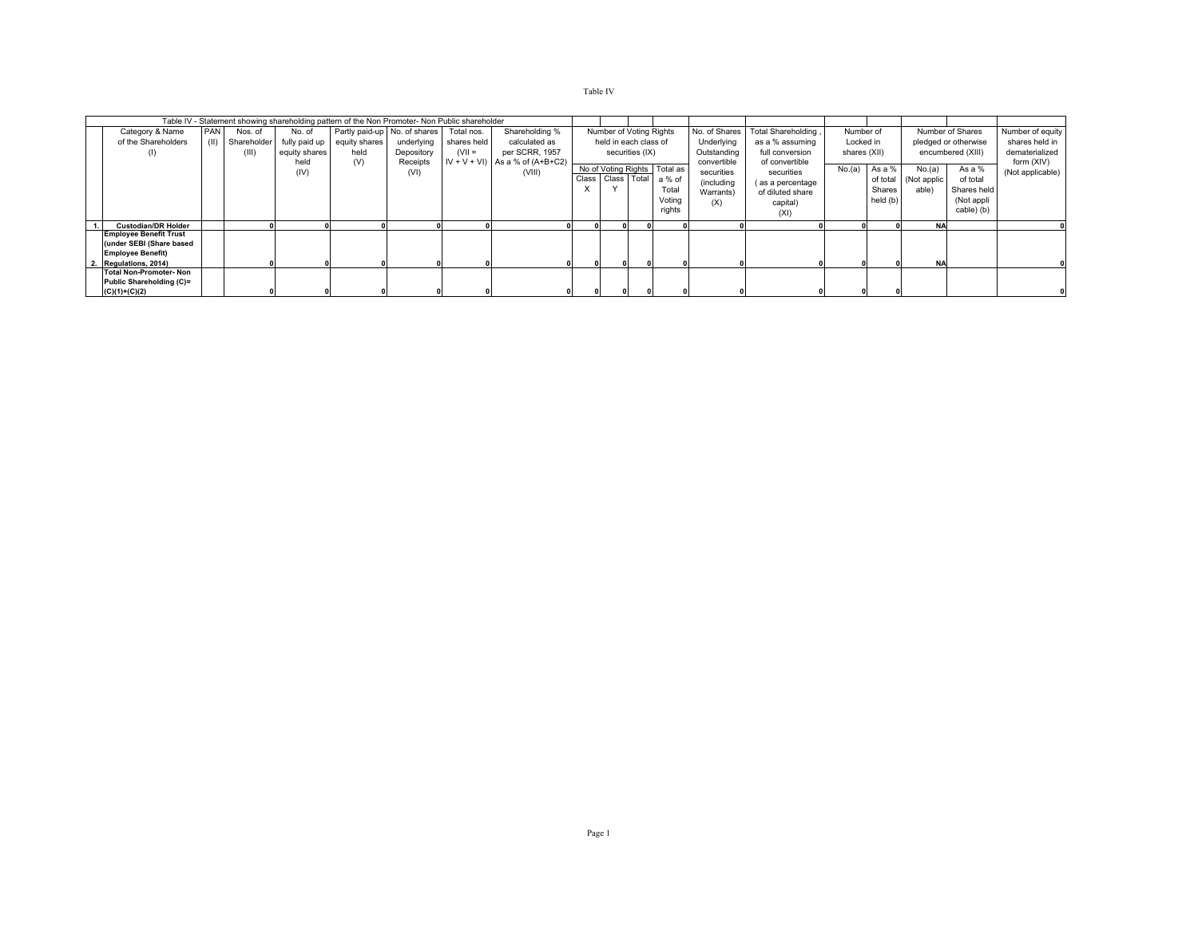Table IV

| | Table IV - Statement showing shareholding pattern of the Non Promoter- Non Public shareholder | | | | | | | | | | | | | | | | | | | | |
|---|---|---|---|---|---|---|---|---|---|---|---|---|---|---|---|---|---|---|---|---|---|
| | Category & Name of the Shareholders (I) | PAN (II) | Nos. of Shareholder (III) | No. of fully paid up equity shares held (IV) | Partly paid-up equity shares held (V) | No. of shares underlying Depository Receipts (VI) | Total nos. shares held (VII = IV + V + VI) | Shareholding % calculated as per SCRR, 1957 As a % of (A+B+C2) (VIII) | Number of Voting Rights held in each class of securities (IX) | | | | No. of Shares Underlying Outstanding convertible securities (including Warrants) (X) | Total Shareholding , as a % assuming full conversion of convertible securities ( as a percentage of diluted share capital) (XI) | Number of Locked in shares (XII) | | Number of Shares pledged or otherwise encumbered (XIII) | | Number of equity shares held in dematerialized form (XIV) (Not applicable) |
| | | | | | | | | | No of Voting Rights | | | Total as a % of Total Voting rights | | | No.(a) | As a % of total Shares held (b) | No.(a) (Not applicable) | As a % of total Shares held (Not applicable) (b) | |
| | | | | | | | | | Class X | Class Y | Total | | | | | | | | |
| 1. | **Custodian/DR Holder** | | 0 | 0 | 0 | 0 | 0 | 0 | 0 | 0 | 0 | 0 | 0 | 0 | 0 | 0 | NA | | 0 |
| 2. | **Employee Benefit Trust (under SEBI (Share based Employee Benefit) Regulations, 2014)** | | 0 | 0 | 0 | 0 | 0 | 0 | 0 | 0 | 0 | 0 | 0 | 0 | 0 | 0 | NA | | 0 |
| | **Total Non-Promoter- Non Public Shareholding (C)= (C)(1)+(C)(2)** | | 0 | 0 | 0 | 0 | 0 | 0 | 0 | 0 | 0 | 0 | 0 | 0 | 0 | 0 | | | 0 |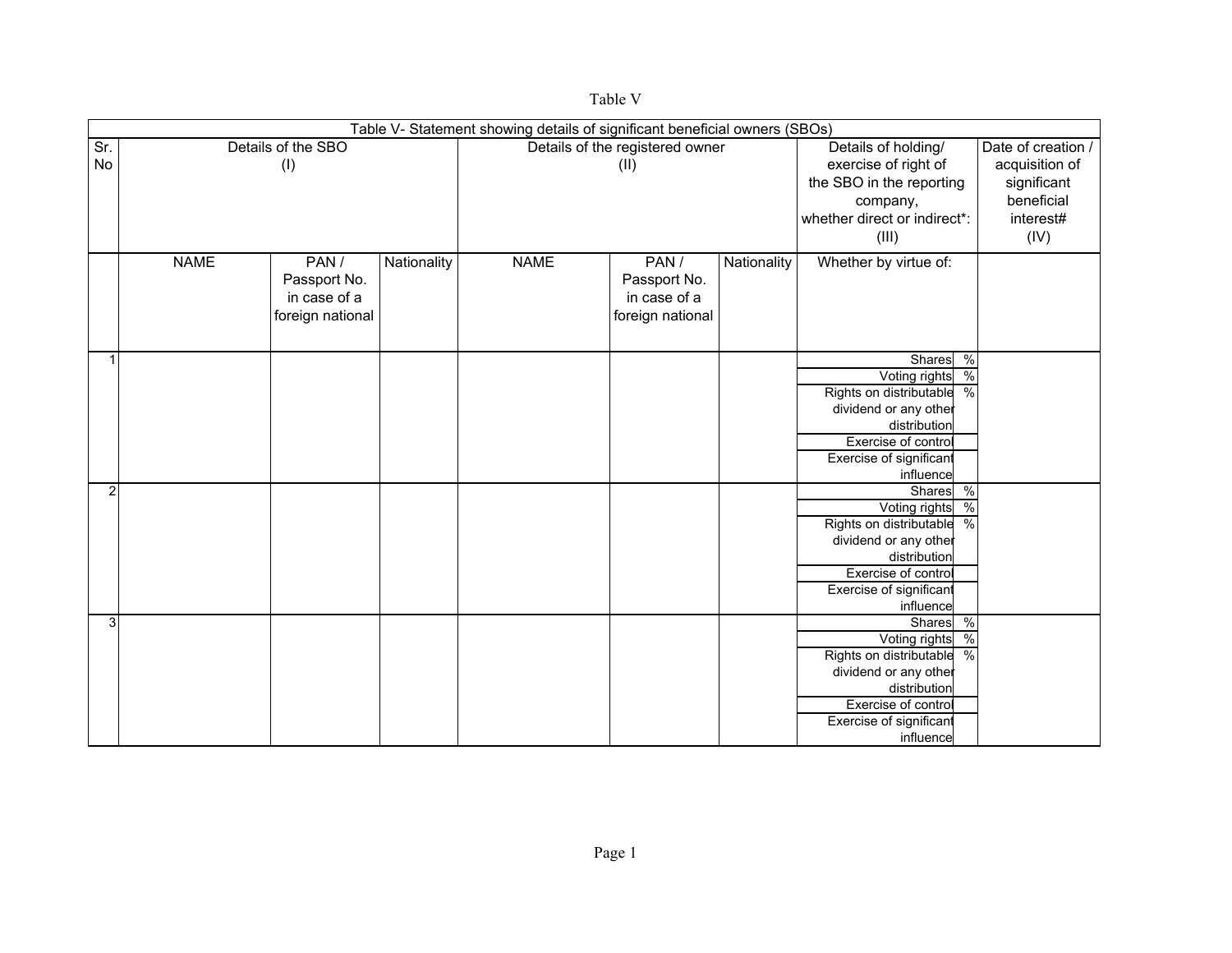Table V

| Table V- Statement showing details of significant beneficial owners (SBOs) | | | | | | | | | |
|---|---|---|---|---|---|---|---|---|---|
| Sr. No | Details of the SBO (I) | | | Details of the registered owner (II) | | | Details of holding/ exercise of right of the SBO in the reporting company, whether direct or indirect*: (III) | | Date of creation / acquisition of significant beneficial interest# (IV) |
| | NAME | PAN / Passport No. in case of a foreign national | Nationality | NAME | PAN / Passport No. in case of a foreign national | Nationality | Whether by virtue of: | | |
| 1 | | | | | | | Shares | % | |
| | | | | | | | Voting rights | % | |
| | | | | | | | Rights on distributable dividend or any other distribution | % | |
| | | | | | | | Exercise of control | | |
| | | | | | | | Exercise of significant influence | | |
| 2 | | | | | | | Shares | % | |
| | | | | | | | Voting rights | % | |
| | | | | | | | Rights on distributable dividend or any other distribution | % | |
| | | | | | | | Exercise of control | | |
| | | | | | | | Exercise of significant influence | | |
| 3 | | | | | | | Shares | % | |
| | | | | | | | Voting rights | % | |
| | | | | | | | Rights on distributable dividend or any other distribution | % | |
| | | | | | | | Exercise of control | | |
| | | | | | | | Exercise of significant influence | | |